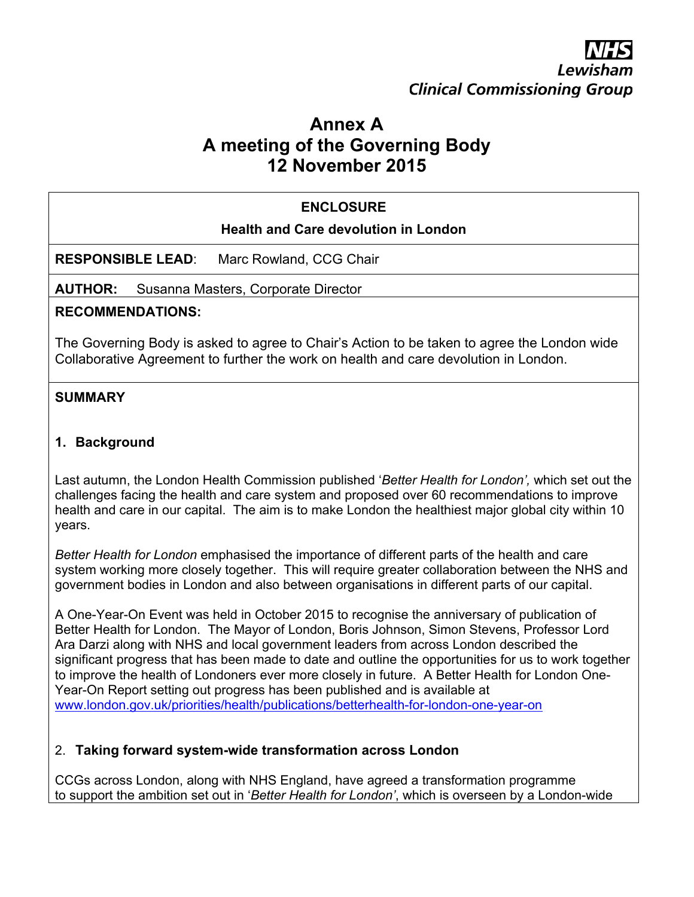NHS
Lewisham
Clinical Commissioning Group

# Annex A
# A meeting of the Governing Body
# 12 November 2015

**ENCLOSURE**

**Health and Care devolution in London**

**RESPONSIBLE LEAD**: Marc Rowland, CCG Chair

**AUTHOR:** Susanna Masters, Corporate Director

**RECOMMENDATIONS:**

The Governing Body is asked to agree to Chair's Action to be taken to agree the London wide Collaborative Agreement to further the work on health and care devolution in London.

**SUMMARY**

## 1. Background

Last autumn, the London Health Commission published '*Better Health for London',* which set out the challenges facing the health and care system and proposed over 60 recommendations to improve health and care in our capital. The aim is to make London the healthiest major global city within 10 years.

*Better Health for London* emphasised the importance of different parts of the health and care system working more closely together. This will require greater collaboration between the NHS and government bodies in London and also between organisations in different parts of our capital.

A One-Year-On Event was held in October 2015 to recognise the anniversary of publication of Better Health for London. The Mayor of London, Boris Johnson, Simon Stevens, Professor Lord Ara Darzi along with NHS and local government leaders from across London described the significant progress that has been made to date and outline the opportunities for us to work together to improve the health of Londoners ever more closely in future. A Better Health for London One-Year-On Report setting out progress has been published and is available at www.london.gov.uk/priorities/health/publications/betterhealth-for-london-one-year-on

## 2. Taking forward system-wide transformation across London

CCGs across London, along with NHS England, have agreed a transformation programme to support the ambition set out in '*Better Health for London'*, which is overseen by a London-wide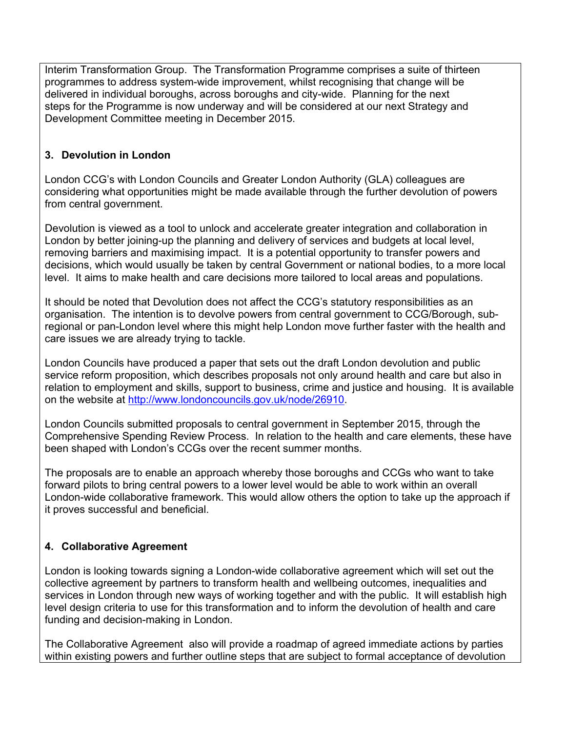Interim Transformation Group. The Transformation Programme comprises a suite of thirteen programmes to address system-wide improvement, whilst recognising that change will be delivered in individual boroughs, across boroughs and city-wide. Planning for the next steps for the Programme is now underway and will be considered at our next Strategy and Development Committee meeting in December 2015.

## 3. Devolution in London

London CCG's with London Councils and Greater London Authority (GLA) colleagues are considering what opportunities might be made available through the further devolution of powers from central government.

Devolution is viewed as a tool to unlock and accelerate greater integration and collaboration in London by better joining-up the planning and delivery of services and budgets at local level, removing barriers and maximising impact. It is a potential opportunity to transfer powers and decisions, which would usually be taken by central Government or national bodies, to a more local level. It aims to make health and care decisions more tailored to local areas and populations.

It should be noted that Devolution does not affect the CCG's statutory responsibilities as an organisation. The intention is to devolve powers from central government to CCG/Borough, sub-regional or pan-London level where this might help London move further faster with the health and care issues we are already trying to tackle.

London Councils have produced a paper that sets out the draft London devolution and public service reform proposition, which describes proposals not only around health and care but also in relation to employment and skills, support to business, crime and justice and housing. It is available on the website at http://www.londoncouncils.gov.uk/node/26910.

London Councils submitted proposals to central government in September 2015, through the Comprehensive Spending Review Process. In relation to the health and care elements, these have been shaped with London's CCGs over the recent summer months.

The proposals are to enable an approach whereby those boroughs and CCGs who want to take forward pilots to bring central powers to a lower level would be able to work within an overall London-wide collaborative framework. This would allow others the option to take up the approach if it proves successful and beneficial.

## 4. Collaborative Agreement

London is looking towards signing a London-wide collaborative agreement which will set out the collective agreement by partners to transform health and wellbeing outcomes, inequalities and services in London through new ways of working together and with the public. It will establish high level design criteria to use for this transformation and to inform the devolution of health and care funding and decision-making in London.

The Collaborative Agreement also will provide a roadmap of agreed immediate actions by parties within existing powers and further outline steps that are subject to formal acceptance of devolution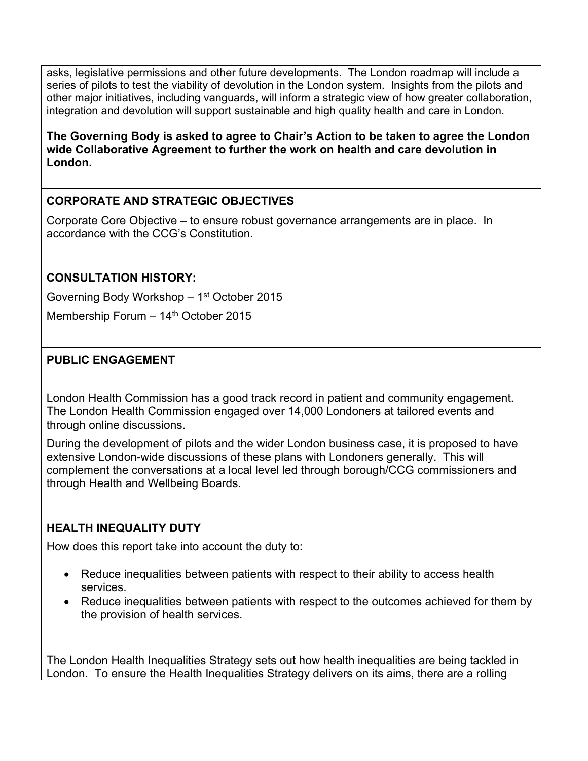asks, legislative permissions and other future developments. The London roadmap will include a series of pilots to test the viability of devolution in the London system. Insights from the pilots and other major initiatives, including vanguards, will inform a strategic view of how greater collaboration, integration and devolution will support sustainable and high quality health and care in London.

**The Governing Body is asked to agree to Chair's Action to be taken to agree the London wide Collaborative Agreement to further the work on health and care devolution in London.**

**CORPORATE AND STRATEGIC OBJECTIVES**

Corporate Core Objective – to ensure robust governance arrangements are in place. In accordance with the CCG's Constitution.

**CONSULTATION HISTORY:**

Governing Body Workshop – 1st October 2015

Membership Forum – 14th October 2015

**PUBLIC ENGAGEMENT**

London Health Commission has a good track record in patient and community engagement. The London Health Commission engaged over 14,000 Londoners at tailored events and through online discussions.

During the development of pilots and the wider London business case, it is proposed to have extensive London-wide discussions of these plans with Londoners generally. This will complement the conversations at a local level led through borough/CCG commissioners and through Health and Wellbeing Boards.

**HEALTH INEQUALITY DUTY**

How does this report take into account the duty to:

- Reduce inequalities between patients with respect to their ability to access health services.
- Reduce inequalities between patients with respect to the outcomes achieved for them by the provision of health services.

The London Health Inequalities Strategy sets out how health inequalities are being tackled in London. To ensure the Health Inequalities Strategy delivers on its aims, there are a rolling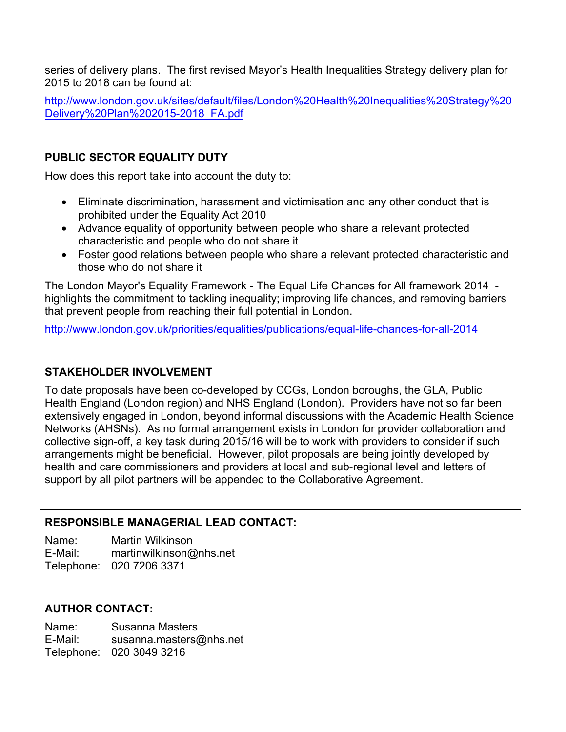series of delivery plans. The first revised Mayor's Health Inequalities Strategy delivery plan for 2015 to 2018 can be found at:

http://www.london.gov.uk/sites/default/files/London%20Health%20Inequalities%20Strategy%20Delivery%20Plan%202015-2018_FA.pdf

## PUBLIC SECTOR EQUALITY DUTY

How does this report take into account the duty to:

- Eliminate discrimination, harassment and victimisation and any other conduct that is prohibited under the Equality Act 2010
- Advance equality of opportunity between people who share a relevant protected characteristic and people who do not share it
- Foster good relations between people who share a relevant protected characteristic and those who do not share it

The London Mayor's Equality Framework - The Equal Life Chances for All framework 2014 - highlights the commitment to tackling inequality; improving life chances, and removing barriers that prevent people from reaching their full potential in London.

http://www.london.gov.uk/priorities/equalities/publications/equal-life-chances-for-all-2014

## STAKEHOLDER INVOLVEMENT

To date proposals have been co-developed by CCGs, London boroughs, the GLA, Public Health England (London region) and NHS England (London). Providers have not so far been extensively engaged in London, beyond informal discussions with the Academic Health Science Networks (AHSNs). As no formal arrangement exists in London for provider collaboration and collective sign-off, a key task during 2015/16 will be to work with providers to consider if such arrangements might be beneficial. However, pilot proposals are being jointly developed by health and care commissioners and providers at local and sub-regional level and letters of support by all pilot partners will be appended to the Collaborative Agreement.

## RESPONSIBLE MANAGERIAL LEAD CONTACT:

Name: Martin Wilkinson
E-Mail: martinwilkinson@nhs.net
Telephone: 020 7206 3371

## AUTHOR CONTACT:

Name: Susanna Masters
E-Mail: susanna.masters@nhs.net
Telephone: 020 3049 3216